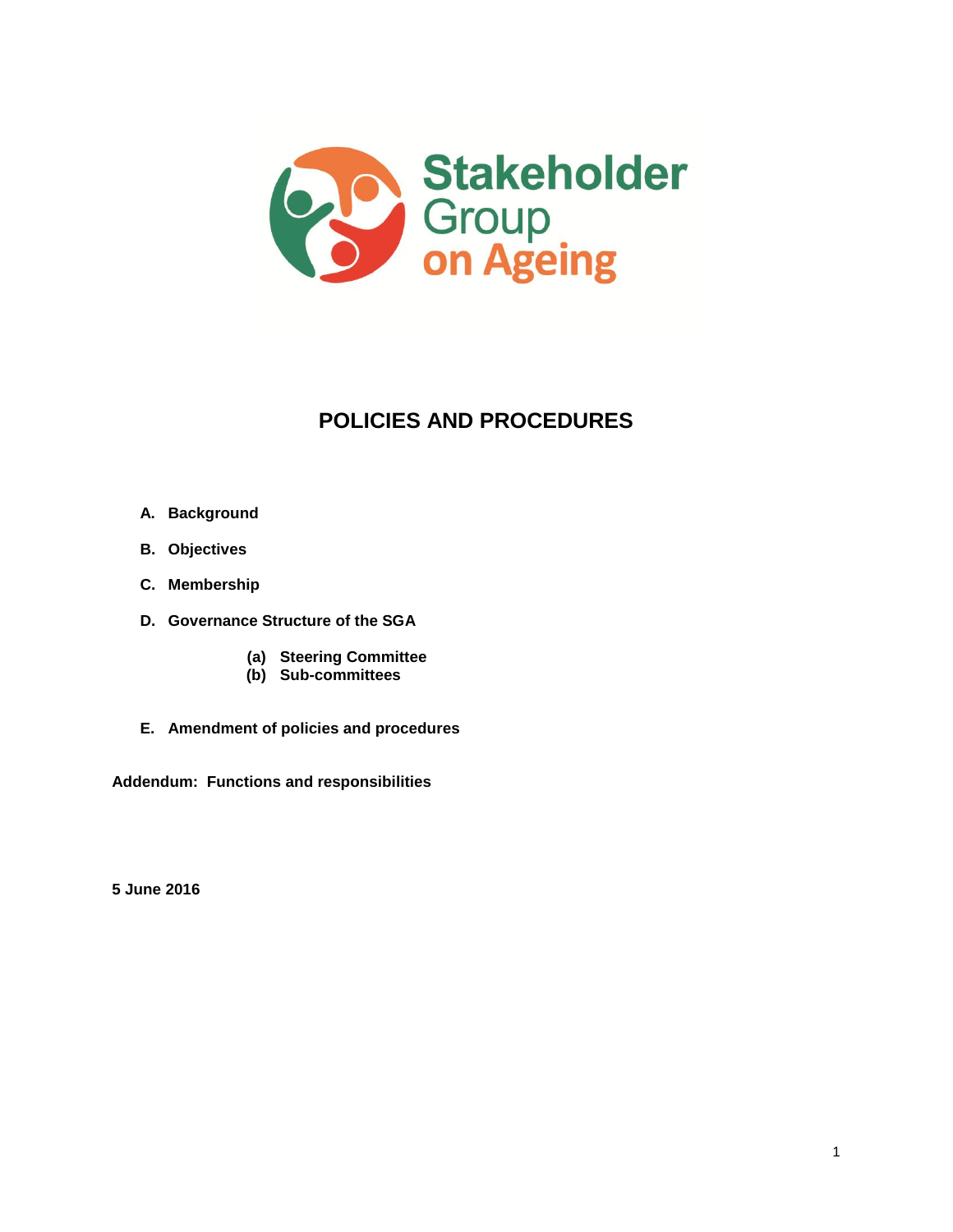Stakeholder Group on Ageing

# POLICIES AND PROCEDURES

**A. Background**

**B. Objectives**

**C. Membership**

**D. Governance Structure of the SGA**

- **(a) Steering Committee**
- **(b) Sub-committees**

**E. Amendment of policies and procedures**

**Addendum: Functions and responsibilities**

**5 June 2016**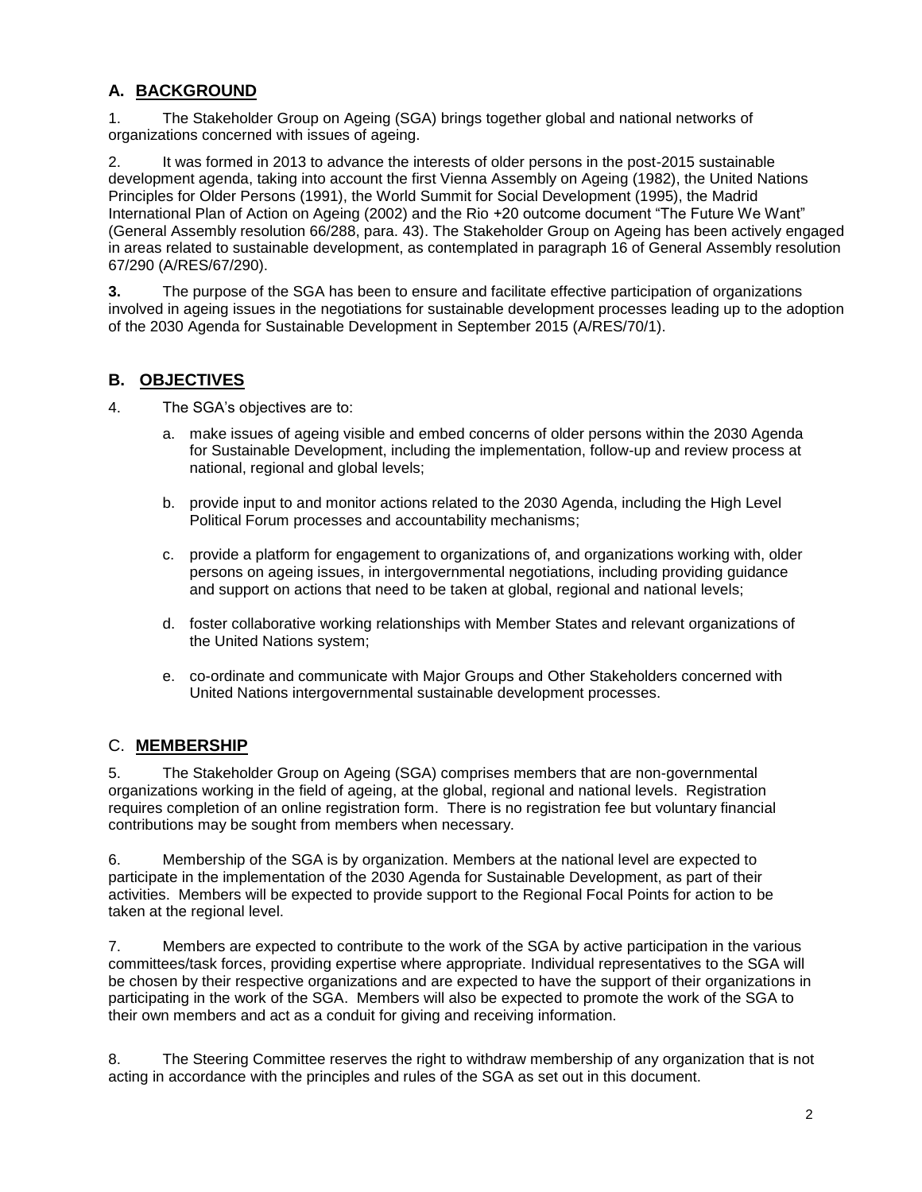## A. BACKGROUND

1. The Stakeholder Group on Ageing (SGA) brings together global and national networks of organizations concerned with issues of ageing.

2. It was formed in 2013 to advance the interests of older persons in the post-2015 sustainable development agenda, taking into account the first Vienna Assembly on Ageing (1982), the United Nations Principles for Older Persons (1991), the World Summit for Social Development (1995), the Madrid International Plan of Action on Ageing (2002) and the Rio +20 outcome document "The Future We Want" (General Assembly resolution 66/288, para. 43). The Stakeholder Group on Ageing has been actively engaged in areas related to sustainable development, as contemplated in paragraph 16 of General Assembly resolution 67/290 (A/RES/67/290).

**3.** The purpose of the SGA has been to ensure and facilitate effective participation of organizations involved in ageing issues in the negotiations for sustainable development processes leading up to the adoption of the 2030 Agenda for Sustainable Development in September 2015 (A/RES/70/1).

## B. OBJECTIVES

4. The SGA's objectives are to:

   a. make issues of ageing visible and embed concerns of older persons within the 2030 Agenda for Sustainable Development, including the implementation, follow-up and review process at national, regional and global levels;

   b. provide input to and monitor actions related to the 2030 Agenda, including the High Level Political Forum processes and accountability mechanisms;

   c. provide a platform for engagement to organizations of, and organizations working with, older persons on ageing issues, in intergovernmental negotiations, including providing guidance and support on actions that need to be taken at global, regional and national levels;

   d. foster collaborative working relationships with Member States and relevant organizations of the United Nations system;

   e. co-ordinate and communicate with Major Groups and Other Stakeholders concerned with United Nations intergovernmental sustainable development processes.

## C. MEMBERSHIP

5. The Stakeholder Group on Ageing (SGA) comprises members that are non-governmental organizations working in the field of ageing, at the global, regional and national levels. Registration requires completion of an online registration form. There is no registration fee but voluntary financial contributions may be sought from members when necessary.

6. Membership of the SGA is by organization. Members at the national level are expected to participate in the implementation of the 2030 Agenda for Sustainable Development, as part of their activities. Members will be expected to provide support to the Regional Focal Points for action to be taken at the regional level.

7. Members are expected to contribute to the work of the SGA by active participation in the various committees/task forces, providing expertise where appropriate. Individual representatives to the SGA will be chosen by their respective organizations and are expected to have the support of their organizations in participating in the work of the SGA. Members will also be expected to promote the work of the SGA to their own members and act as a conduit for giving and receiving information.

8. The Steering Committee reserves the right to withdraw membership of any organization that is not acting in accordance with the principles and rules of the SGA as set out in this document.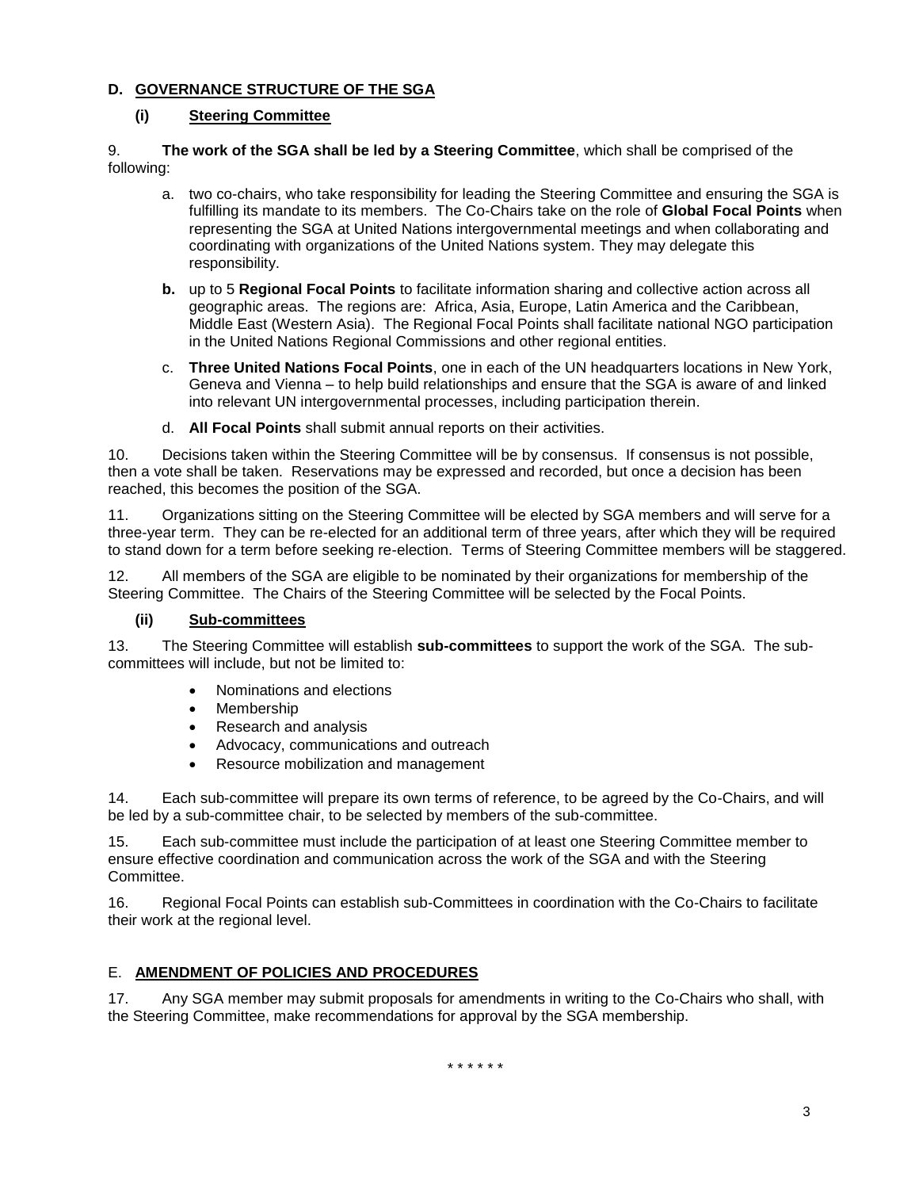## D. GOVERNANCE STRUCTURE OF THE SGA

### (i) Steering Committee

9. **The work of the SGA shall be led by a Steering Committee**, which shall be comprised of the following:

a. two co-chairs, who take responsibility for leading the Steering Committee and ensuring the SGA is fulfilling its mandate to its members. The Co-Chairs take on the role of **Global Focal Points** when representing the SGA at United Nations intergovernmental meetings and when collaborating and coordinating with organizations of the United Nations system. They may delegate this responsibility.

**b.** up to 5 **Regional Focal Points** to facilitate information sharing and collective action across all geographic areas. The regions are: Africa, Asia, Europe, Latin America and the Caribbean, Middle East (Western Asia). The Regional Focal Points shall facilitate national NGO participation in the United Nations Regional Commissions and other regional entities.

c. **Three United Nations Focal Points**, one in each of the UN headquarters locations in New York, Geneva and Vienna – to help build relationships and ensure that the SGA is aware of and linked into relevant UN intergovernmental processes, including participation therein.

d. **All Focal Points** shall submit annual reports on their activities.

10. Decisions taken within the Steering Committee will be by consensus. If consensus is not possible, then a vote shall be taken. Reservations may be expressed and recorded, but once a decision has been reached, this becomes the position of the SGA.

11. Organizations sitting on the Steering Committee will be elected by SGA members and will serve for a three-year term. They can be re-elected for an additional term of three years, after which they will be required to stand down for a term before seeking re-election. Terms of Steering Committee members will be staggered.

12. All members of the SGA are eligible to be nominated by their organizations for membership of the Steering Committee. The Chairs of the Steering Committee will be selected by the Focal Points.

### (ii) Sub-committees

13. The Steering Committee will establish **sub-committees** to support the work of the SGA. The sub-committees will include, but not be limited to:

- Nominations and elections
- Membership
- Research and analysis
- Advocacy, communications and outreach
- Resource mobilization and management

14. Each sub-committee will prepare its own terms of reference, to be agreed by the Co-Chairs, and will be led by a sub-committee chair, to be selected by members of the sub-committee.

15. Each sub-committee must include the participation of at least one Steering Committee member to ensure effective coordination and communication across the work of the SGA and with the Steering Committee.

16. Regional Focal Points can establish sub-Committees in coordination with the Co-Chairs to facilitate their work at the regional level.

## E. AMENDMENT OF POLICIES AND PROCEDURES

17. Any SGA member may submit proposals for amendments in writing to the Co-Chairs who shall, with the Steering Committee, make recommendations for approval by the SGA membership.

\* \* \* \* \* \*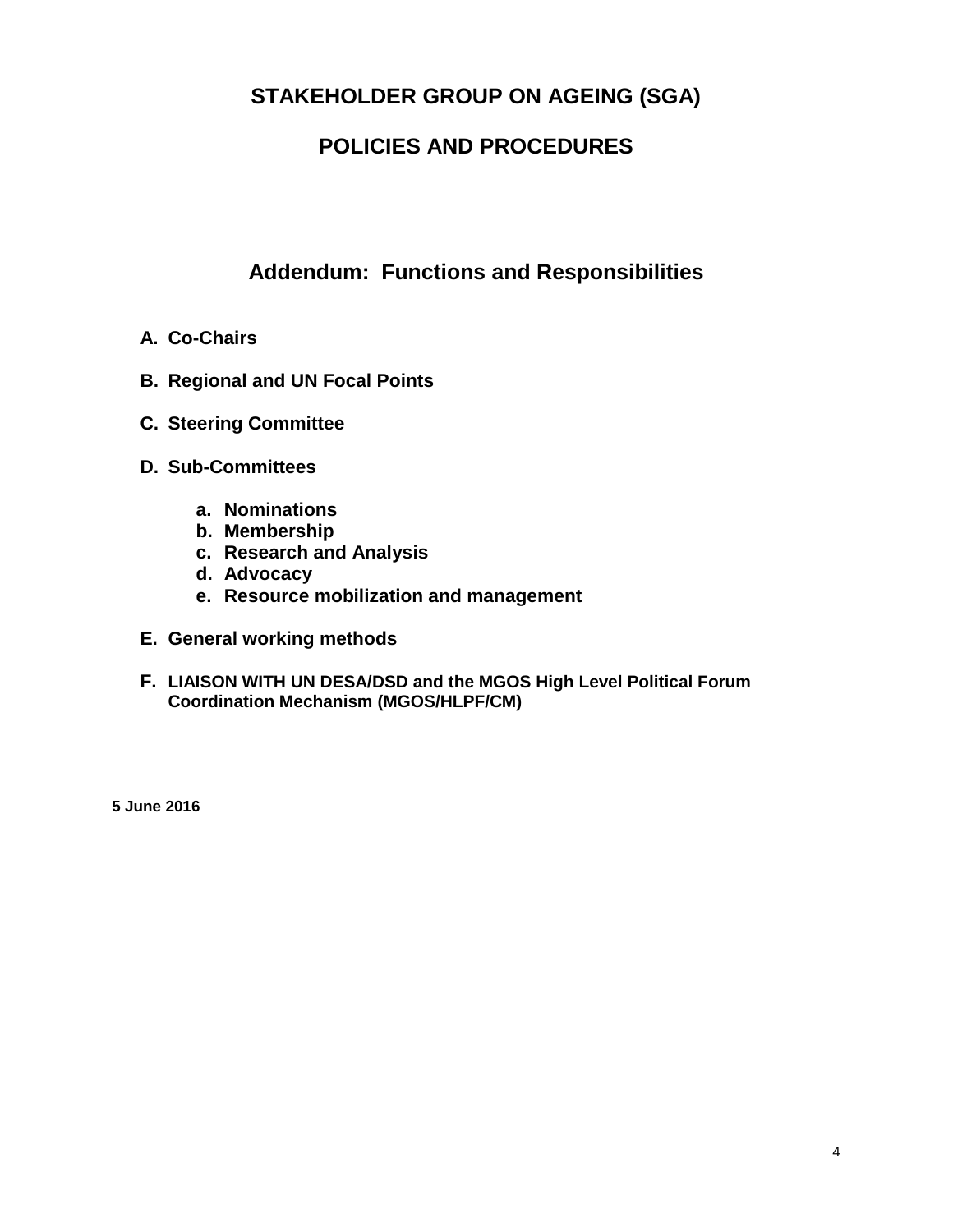# STAKEHOLDER GROUP ON AGEING (SGA)

# POLICIES AND PROCEDURES

## Addendum: Functions and Responsibilities

**A. Co-Chairs**

**B. Regional and UN Focal Points**

**C. Steering Committee**

**D. Sub-Committees**

- **a. Nominations**
- **b. Membership**
- **c. Research and Analysis**
- **d. Advocacy**
- **e. Resource mobilization and management**

**E. General working methods**

**F. LIAISON WITH UN DESA/DSD and the MGOS High Level Political Forum Coordination Mechanism (MGOS/HLPF/CM)**

**5 June 2016**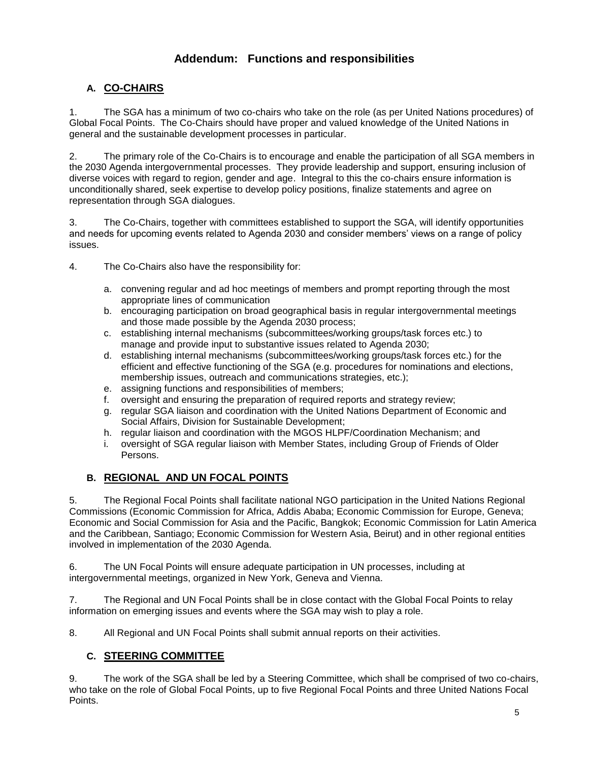# Addendum: Functions and responsibilities

## A. CO-CHAIRS

1. The SGA has a minimum of two co-chairs who take on the role (as per United Nations procedures) of Global Focal Points. The Co-Chairs should have proper and valued knowledge of the United Nations in general and the sustainable development processes in particular.

2. The primary role of the Co-Chairs is to encourage and enable the participation of all SGA members in the 2030 Agenda intergovernmental processes. They provide leadership and support, ensuring inclusion of diverse voices with regard to region, gender and age. Integral to this the co-chairs ensure information is unconditionally shared, seek expertise to develop policy positions, finalize statements and agree on representation through SGA dialogues.

3. The Co-Chairs, together with committees established to support the SGA, will identify opportunities and needs for upcoming events related to Agenda 2030 and consider members' views on a range of policy issues.

4. The Co-Chairs also have the responsibility for:

   a. convening regular and ad hoc meetings of members and prompt reporting through the most appropriate lines of communication
   b. encouraging participation on broad geographical basis in regular intergovernmental meetings and those made possible by the Agenda 2030 process;
   c. establishing internal mechanisms (subcommittees/working groups/task forces etc.) to manage and provide input to substantive issues related to Agenda 2030;
   d. establishing internal mechanisms (subcommittees/working groups/task forces etc.) for the efficient and effective functioning of the SGA (e.g. procedures for nominations and elections, membership issues, outreach and communications strategies, etc.);
   e. assigning functions and responsibilities of members;
   f. oversight and ensuring the preparation of required reports and strategy review;
   g. regular SGA liaison and coordination with the United Nations Department of Economic and Social Affairs, Division for Sustainable Development;
   h. regular liaison and coordination with the MGOS HLPF/Coordination Mechanism; and
   i. oversight of SGA regular liaison with Member States, including Group of Friends of Older Persons.

## B. REGIONAL AND UN FOCAL POINTS

5. The Regional Focal Points shall facilitate national NGO participation in the United Nations Regional Commissions (Economic Commission for Africa, Addis Ababa; Economic Commission for Europe, Geneva; Economic and Social Commission for Asia and the Pacific, Bangkok; Economic Commission for Latin America and the Caribbean, Santiago; Economic Commission for Western Asia, Beirut) and in other regional entities involved in implementation of the 2030 Agenda.

6. The UN Focal Points will ensure adequate participation in UN processes, including at intergovernmental meetings, organized in New York, Geneva and Vienna.

7. The Regional and UN Focal Points shall be in close contact with the Global Focal Points to relay information on emerging issues and events where the SGA may wish to play a role.

8. All Regional and UN Focal Points shall submit annual reports on their activities.

## C. STEERING COMMITTEE

9. The work of the SGA shall be led by a Steering Committee, which shall be comprised of two co-chairs, who take on the role of Global Focal Points, up to five Regional Focal Points and three United Nations Focal Points.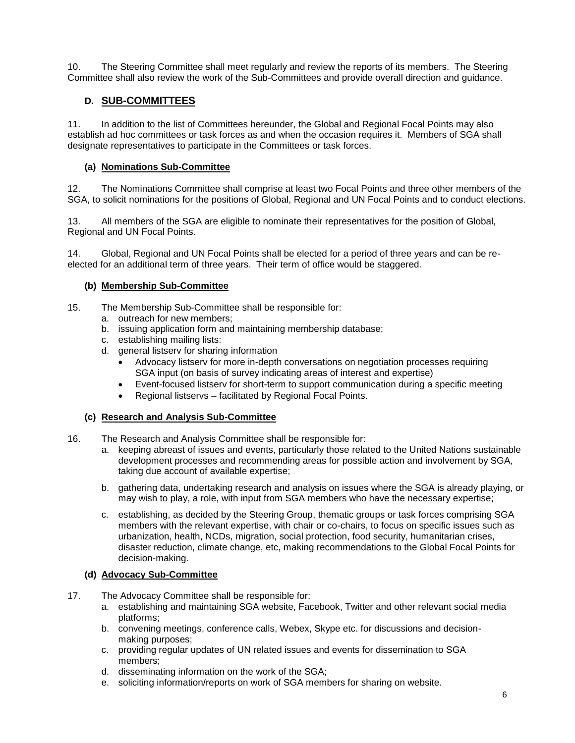10. The Steering Committee shall meet regularly and review the reports of its members. The Steering Committee shall also review the work of the Sub-Committees and provide overall direction and guidance.

## D. SUB-COMMITTEES

11. In addition to the list of Committees hereunder, the Global and Regional Focal Points may also establish ad hoc committees or task forces as and when the occasion requires it. Members of SGA shall designate representatives to participate in the Committees or task forces.

### (a) Nominations Sub-Committee

12. The Nominations Committee shall comprise at least two Focal Points and three other members of the SGA, to solicit nominations for the positions of Global, Regional and UN Focal Points and to conduct elections.

13. All members of the SGA are eligible to nominate their representatives for the position of Global, Regional and UN Focal Points.

14. Global, Regional and UN Focal Points shall be elected for a period of three years and can be re-elected for an additional term of three years. Their term of office would be staggered.

### (b) Membership Sub-Committee

15. The Membership Sub-Committee shall be responsible for:
   a. outreach for new members;
   b. issuing application form and maintaining membership database;
   c. establishing mailing lists:
   d. general listserv for sharing information
      - Advocacy listserv for more in-depth conversations on negotiation processes requiring SGA input (on basis of survey indicating areas of interest and expertise)
      - Event-focused listserv for short-term to support communication during a specific meeting
      - Regional listservs – facilitated by Regional Focal Points.

### (c) Research and Analysis Sub-Committee

16. The Research and Analysis Committee shall be responsible for:
   a. keeping abreast of issues and events, particularly those related to the United Nations sustainable development processes and recommending areas for possible action and involvement by SGA, taking due account of available expertise;
   b. gathering data, undertaking research and analysis on issues where the SGA is already playing, or may wish to play, a role, with input from SGA members who have the necessary expertise;
   c. establishing, as decided by the Steering Group, thematic groups or task forces comprising SGA members with the relevant expertise, with chair or co-chairs, to focus on specific issues such as urbanization, health, NCDs, migration, social protection, food security, humanitarian crises, disaster reduction, climate change, etc, making recommendations to the Global Focal Points for decision-making.

### (d) Advocacy Sub-Committee

17. The Advocacy Committee shall be responsible for:
   a. establishing and maintaining SGA website, Facebook, Twitter and other relevant social media platforms;
   b. convening meetings, conference calls, Webex, Skype etc. for discussions and decision-making purposes;
   c. providing regular updates of UN related issues and events for dissemination to SGA members;
   d. disseminating information on the work of the SGA;
   e. soliciting information/reports on work of SGA members for sharing on website.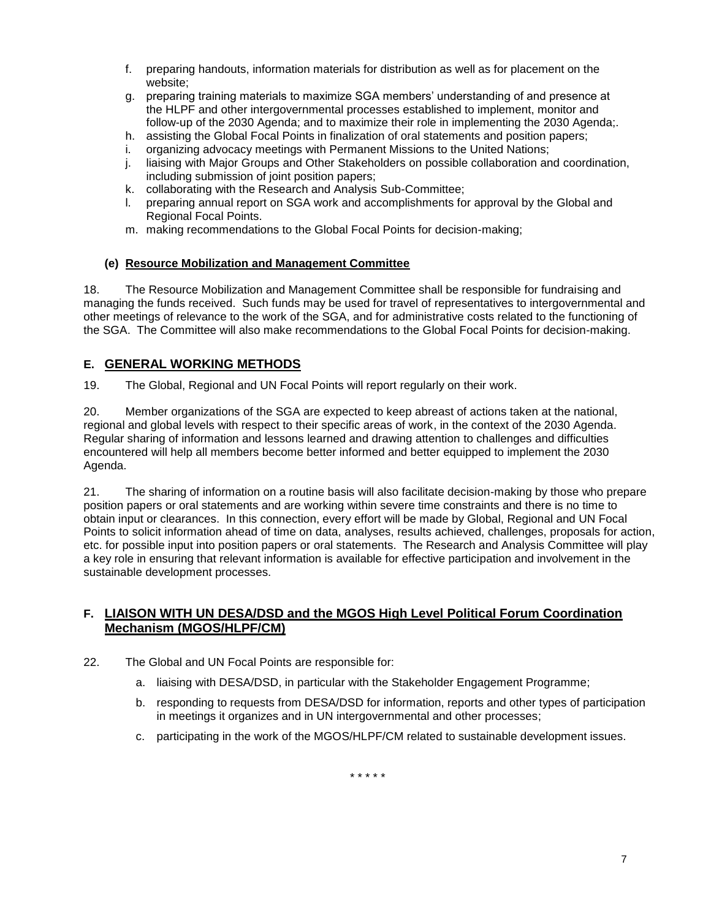f. preparing handouts, information materials for distribution as well as for placement on the website;
g. preparing training materials to maximize SGA members' understanding of and presence at the HLPF and other intergovernmental processes established to implement, monitor and follow-up of the 2030 Agenda; and to maximize their role in implementing the 2030 Agenda;.
h. assisting the Global Focal Points in finalization of oral statements and position papers;
i. organizing advocacy meetings with Permanent Missions to the United Nations;
j. liaising with Major Groups and Other Stakeholders on possible collaboration and coordination, including submission of joint position papers;
k. collaborating with the Research and Analysis Sub-Committee;
l. preparing annual report on SGA work and accomplishments for approval by the Global and Regional Focal Points.
m. making recommendations to the Global Focal Points for decision-making;

#### (e) Resource Mobilization and Management Committee

18. The Resource Mobilization and Management Committee shall be responsible for fundraising and managing the funds received. Such funds may be used for travel of representatives to intergovernmental and other meetings of relevance to the work of the SGA, and for administrative costs related to the functioning of the SGA. The Committee will also make recommendations to the Global Focal Points for decision-making.

## E. GENERAL WORKING METHODS

19. The Global, Regional and UN Focal Points will report regularly on their work.

20. Member organizations of the SGA are expected to keep abreast of actions taken at the national, regional and global levels with respect to their specific areas of work, in the context of the 2030 Agenda. Regular sharing of information and lessons learned and drawing attention to challenges and difficulties encountered will help all members become better informed and better equipped to implement the 2030 Agenda.

21. The sharing of information on a routine basis will also facilitate decision-making by those who prepare position papers or oral statements and are working within severe time constraints and there is no time to obtain input or clearances. In this connection, every effort will be made by Global, Regional and UN Focal Points to solicit information ahead of time on data, analyses, results achieved, challenges, proposals for action, etc. for possible input into position papers or oral statements. The Research and Analysis Committee will play a key role in ensuring that relevant information is available for effective participation and involvement in the sustainable development processes.

## F. LIAISON WITH UN DESA/DSD and the MGOS High Level Political Forum Coordination Mechanism (MGOS/HLPF/CM)

22. The Global and UN Focal Points are responsible for:

a. liaising with DESA/DSD, in particular with the Stakeholder Engagement Programme;

b. responding to requests from DESA/DSD for information, reports and other types of participation in meetings it organizes and in UN intergovernmental and other processes;

c. participating in the work of the MGOS/HLPF/CM related to sustainable development issues.

\* \* \* \* \*